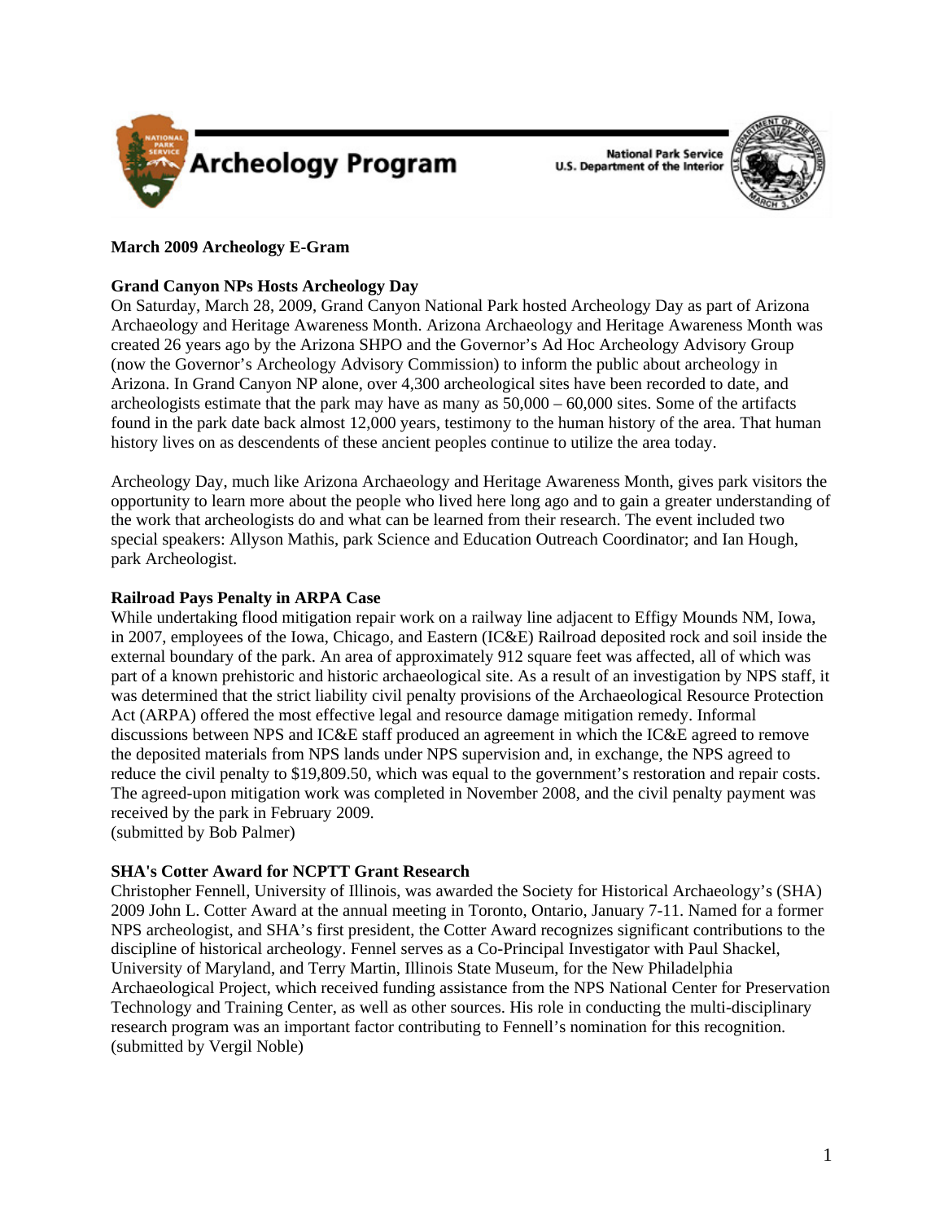Archeology Program

National Park Service
U.S. Department of the Interior

**March 2009 Archeology E-Gram**

**Grand Canyon NPs Hosts Archeology Day**

On Saturday, March 28, 2009, Grand Canyon National Park hosted Archeology Day as part of Arizona Archaeology and Heritage Awareness Month. Arizona Archaeology and Heritage Awareness Month was created 26 years ago by the Arizona SHPO and the Governor's Ad Hoc Archeology Advisory Group (now the Governor's Archeology Advisory Commission) to inform the public about archeology in Arizona. In Grand Canyon NP alone, over 4,300 archeological sites have been recorded to date, and archeologists estimate that the park may have as many as 50,000 – 60,000 sites. Some of the artifacts found in the park date back almost 12,000 years, testimony to the human history of the area. That human history lives on as descendents of these ancient peoples continue to utilize the area today.

Archeology Day, much like Arizona Archaeology and Heritage Awareness Month, gives park visitors the opportunity to learn more about the people who lived here long ago and to gain a greater understanding of the work that archeologists do and what can be learned from their research. The event included two special speakers: Allyson Mathis, park Science and Education Outreach Coordinator; and Ian Hough, park Archeologist.

**Railroad Pays Penalty in ARPA Case**

While undertaking flood mitigation repair work on a railway line adjacent to Effigy Mounds NM, Iowa, in 2007, employees of the Iowa, Chicago, and Eastern (IC&E) Railroad deposited rock and soil inside the external boundary of the park. An area of approximately 912 square feet was affected, all of which was part of a known prehistoric and historic archaeological site. As a result of an investigation by NPS staff, it was determined that the strict liability civil penalty provisions of the Archaeological Resource Protection Act (ARPA) offered the most effective legal and resource damage mitigation remedy. Informal discussions between NPS and IC&E staff produced an agreement in which the IC&E agreed to remove the deposited materials from NPS lands under NPS supervision and, in exchange, the NPS agreed to reduce the civil penalty to $19,809.50, which was equal to the government's restoration and repair costs. The agreed-upon mitigation work was completed in November 2008, and the civil penalty payment was received by the park in February 2009.
(submitted by Bob Palmer)

**SHA's Cotter Award for NCPTT Grant Research**

Christopher Fennell, University of Illinois, was awarded the Society for Historical Archaeology's (SHA) 2009 John L. Cotter Award at the annual meeting in Toronto, Ontario, January 7-11. Named for a former NPS archeologist, and SHA's first president, the Cotter Award recognizes significant contributions to the discipline of historical archeology. Fennel serves as a Co-Principal Investigator with Paul Shackel, University of Maryland, and Terry Martin, Illinois State Museum, for the New Philadelphia Archaeological Project, which received funding assistance from the NPS National Center for Preservation Technology and Training Center, as well as other sources. His role in conducting the multi-disciplinary research program was an important factor contributing to Fennell's nomination for this recognition.
(submitted by Vergil Noble)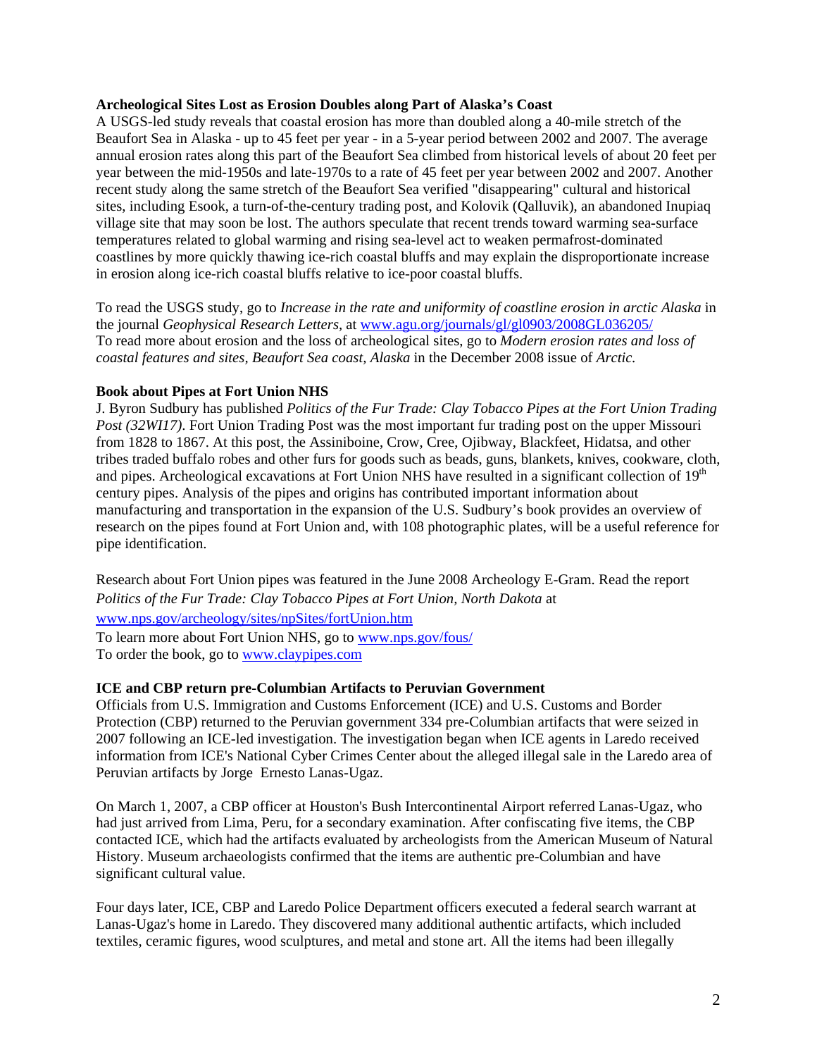**Archeological Sites Lost as Erosion Doubles along Part of Alaska's Coast**

A USGS-led study reveals that coastal erosion has more than doubled along a 40-mile stretch of the Beaufort Sea in Alaska - up to 45 feet per year - in a 5-year period between 2002 and 2007. The average annual erosion rates along this part of the Beaufort Sea climbed from historical levels of about 20 feet per year between the mid-1950s and late-1970s to a rate of 45 feet per year between 2002 and 2007. Another recent study along the same stretch of the Beaufort Sea verified "disappearing" cultural and historical sites, including Esook, a turn-of-the-century trading post, and Kolovik (Qalluvik), an abandoned Inupiaq village site that may soon be lost. The authors speculate that recent trends toward warming sea-surface temperatures related to global warming and rising sea-level act to weaken permafrost-dominated coastlines by more quickly thawing ice-rich coastal bluffs and may explain the disproportionate increase in erosion along ice-rich coastal bluffs relative to ice-poor coastal bluffs.

To read the USGS study, go to *Increase in the rate and uniformity of coastline erosion in arctic Alaska* in the journal *Geophysical Research Letters,* at www.agu.org/journals/gl/gl0903/2008GL036205/
To read more about erosion and the loss of archeological sites, go to *Modern erosion rates and loss of coastal features and sites, Beaufort Sea coast, Alaska* in the December 2008 issue of *Arctic.*

**Book about Pipes at Fort Union NHS**

J. Byron Sudbury has published *Politics of the Fur Trade: Clay Tobacco Pipes at the Fort Union Trading Post (32WI17)*. Fort Union Trading Post was the most important fur trading post on the upper Missouri from 1828 to 1867. At this post, the Assiniboine, Crow, Cree, Ojibway, Blackfeet, Hidatsa, and other tribes traded buffalo robes and other furs for goods such as beads, guns, blankets, knives, cookware, cloth, and pipes. Archeological excavations at Fort Union NHS have resulted in a significant collection of 19th century pipes. Analysis of the pipes and origins has contributed important information about manufacturing and transportation in the expansion of the U.S. Sudbury's book provides an overview of research on the pipes found at Fort Union and, with 108 photographic plates, will be a useful reference for pipe identification.

Research about Fort Union pipes was featured in the June 2008 Archeology E-Gram. Read the report *Politics of the Fur Trade: Clay Tobacco Pipes at Fort Union, North Dakota* at
www.nps.gov/archeology/sites/npSites/fortUnion.htm
To learn more about Fort Union NHS, go to www.nps.gov/fous/
To order the book, go to www.claypipes.com

**ICE and CBP return pre-Columbian Artifacts to Peruvian Government**

Officials from U.S. Immigration and Customs Enforcement (ICE) and U.S. Customs and Border Protection (CBP) returned to the Peruvian government 334 pre-Columbian artifacts that were seized in 2007 following an ICE-led investigation. The investigation began when ICE agents in Laredo received information from ICE's National Cyber Crimes Center about the alleged illegal sale in the Laredo area of Peruvian artifacts by Jorge Ernesto Lanas-Ugaz.

On March 1, 2007, a CBP officer at Houston's Bush Intercontinental Airport referred Lanas-Ugaz, who had just arrived from Lima, Peru, for a secondary examination. After confiscating five items, the CBP contacted ICE, which had the artifacts evaluated by archeologists from the American Museum of Natural History. Museum archaeologists confirmed that the items are authentic pre-Columbian and have significant cultural value.

Four days later, ICE, CBP and Laredo Police Department officers executed a federal search warrant at Lanas-Ugaz's home in Laredo. They discovered many additional authentic artifacts, which included textiles, ceramic figures, wood sculptures, and metal and stone art. All the items had been illegally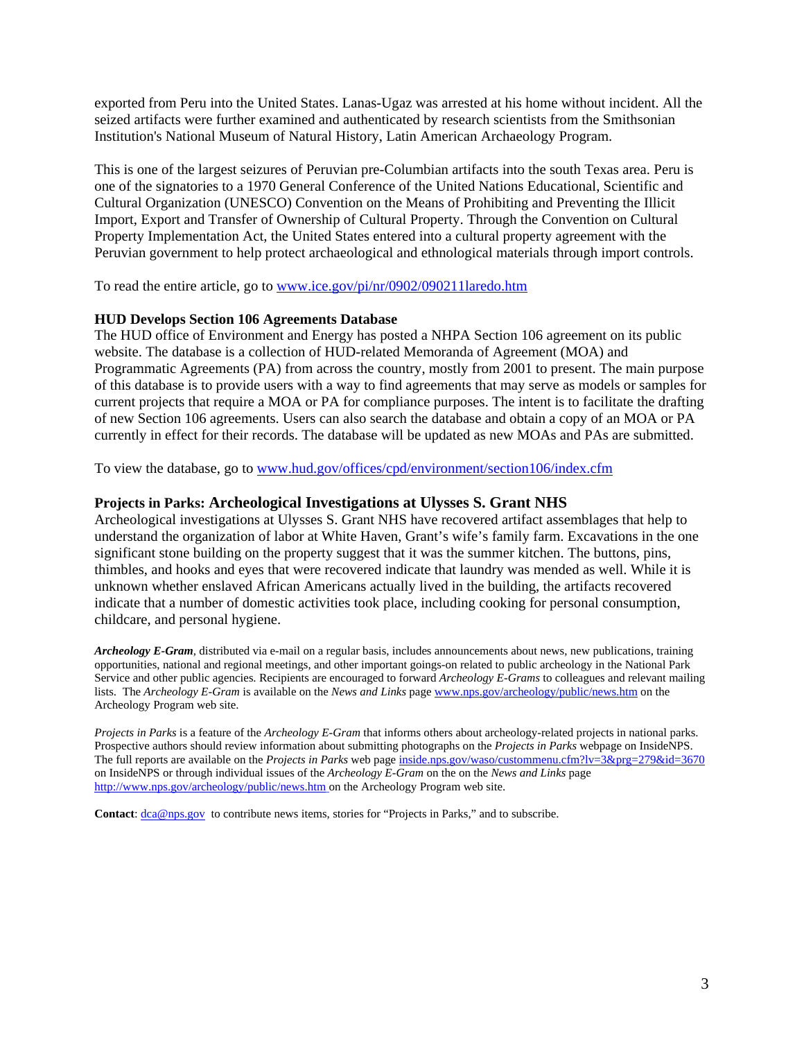exported from Peru into the United States. Lanas-Ugaz was arrested at his home without incident. All the seized artifacts were further examined and authenticated by research scientists from the Smithsonian Institution's National Museum of Natural History, Latin American Archaeology Program.

This is one of the largest seizures of Peruvian pre-Columbian artifacts into the south Texas area. Peru is one of the signatories to a 1970 General Conference of the United Nations Educational, Scientific and Cultural Organization (UNESCO) Convention on the Means of Prohibiting and Preventing the Illicit Import, Export and Transfer of Ownership of Cultural Property. Through the Convention on Cultural Property Implementation Act, the United States entered into a cultural property agreement with the Peruvian government to help protect archaeological and ethnological materials through import controls.

To read the entire article, go to [www.ice.gov/pi/nr/0902/090211laredo.htm](www.ice.gov/pi/nr/0902/090211laredo.htm)

**HUD Develops Section 106 Agreements Database**

The HUD office of Environment and Energy has posted a NHPA Section 106 agreement on its public website. The database is a collection of HUD-related Memoranda of Agreement (MOA) and Programmatic Agreements (PA) from across the country, mostly from 2001 to present. The main purpose of this database is to provide users with a way to find agreements that may serve as models or samples for current projects that require a MOA or PA for compliance purposes. The intent is to facilitate the drafting of new Section 106 agreements. Users can also search the database and obtain a copy of an MOA or PA currently in effect for their records. The database will be updated as new MOAs and PAs are submitted.

To view the database, go to [www.hud.gov/offices/cpd/environment/section106/index.cfm](www.hud.gov/offices/cpd/environment/section106/index.cfm)

### Projects in Parks: Archeological Investigations at Ulysses S. Grant NHS

Archeological investigations at Ulysses S. Grant NHS have recovered artifact assemblages that help to understand the organization of labor at White Haven, Grant's wife's family farm. Excavations in the one significant stone building on the property suggest that it was the summer kitchen. The buttons, pins, thimbles, and hooks and eyes that were recovered indicate that laundry was mended as well. While it is unknown whether enslaved African Americans actually lived in the building, the artifacts recovered indicate that a number of domestic activities took place, including cooking for personal consumption, childcare, and personal hygiene.

***Archeology E-Gram***, distributed via e-mail on a regular basis, includes announcements about news, new publications, training opportunities, national and regional meetings, and other important goings-on related to public archeology in the National Park Service and other public agencies. Recipients are encouraged to forward *Archeology E-Grams* to colleagues and relevant mailing lists. The *Archeology E-Gram* is available on the *News and Links* page [www.nps.gov/archeology/public/news.htm](www.nps.gov/archeology/public/news.htm) on the Archeology Program web site.

*Projects in Parks* is a feature of the *Archeology E-Gram* that informs others about archeology-related projects in national parks. Prospective authors should review information about submitting photographs on the *Projects in Parks* webpage on InsideNPS. The full reports are available on the *Projects in Parks* web page [inside.nps.gov/waso/custommenu.cfm?lv=3&prg=279&id=3670](inside.nps.gov/waso/custommenu.cfm?lv=3&prg=279&id=3670) on InsideNPS or through individual issues of the *Archeology E-Gram* on the on the *News and Links* page [http://www.nps.gov/archeology/public/news.htm](http://www.nps.gov/archeology/public/news.htm) on the Archeology Program web site.

**Contact**: [dca@nps.gov](mailto:dca@nps.gov) to contribute news items, stories for "Projects in Parks," and to subscribe.